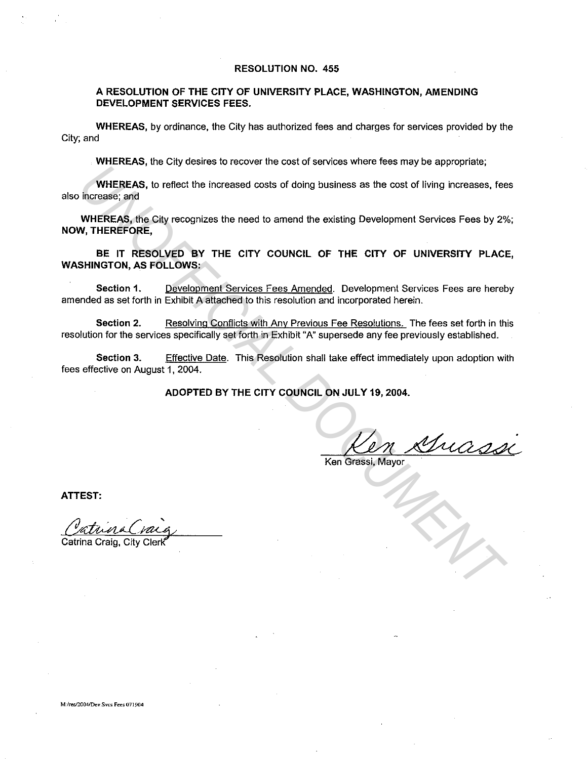# RESOLUTION NO. 455

## A RESOLUTION OF THE CITY OF UNIVERSITY PLACE, WASHINGTON, AMENDING DEVELOPMENT SERVICES FEES.

**WHEREAS,** by ordinance, the City has authorized fees and charges for services provided by the City; and

**WHEREAS,** the City desires to recover the cost of services where fees may be appropriate;

**WHEREAS,** to reflect the increased costs of doing business as the cost of living increases, fees also increase; and

**WHEREAS,** the City recognizes the need to amend the existing Development Services Fees by 2%; **NOW, THEREFORE,**

**BE IT RESOLVED BY THE CITY COUNCIL OF THE CITY OF UNIVERSITY PLACE, WASHINGTON, AS FOLLOWS:**

**Section 1.** Development Services Fees Amended. Development Services Fees are hereby amended as set forth in Exhibit A attached to this resolution and incorporated herein.

**Section 2.** Resolving Conflicts with Any Previous Fee Resolutions. The fees set forth in this resolution for the services specifically set forth in Exhibit "A" supersede any fee previously established.

**Section 3.** Effective Date. This Resolution shall take effect immediately upon adoption with fees effective on August 1, 2004.

**ADOPTED BY THE CITY COUNCIL ON JULY 19, 2004.**

Ken Grassi, Mayor

**ATTEST:**

Catrina Craig, City Clerk

M:/res/2004/Dev.Svcs Fees 071904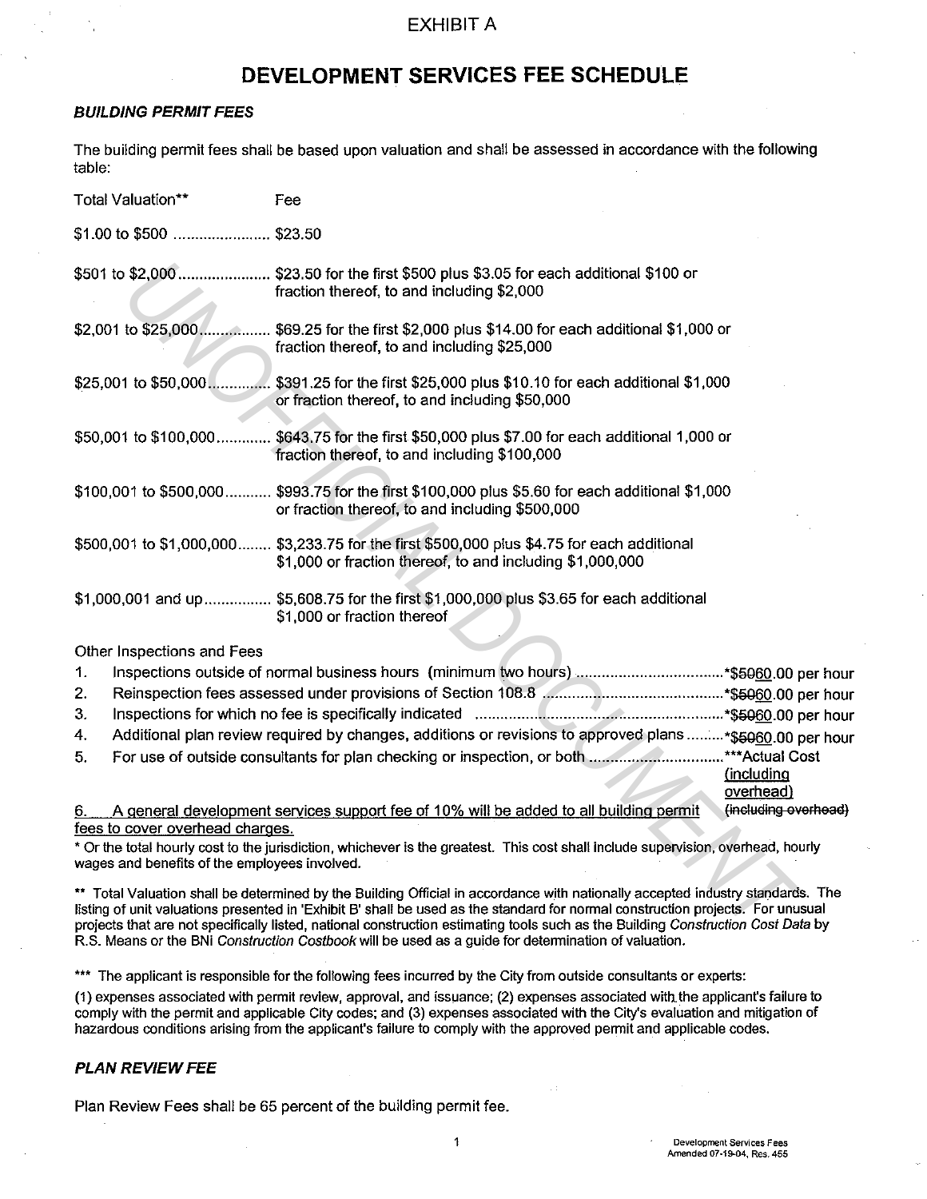EXHIBIT A

# DEVELOPMENT SERVICES FEE SCHEDULE

## *BUILDING PERMIT FEES*

The building permit fees shall be based upon valuation and shall be assessed in accordance with the following table:

| Total Valuation** | Fee |
|---|---|
| $1.00 to $500 | $23.50 |
| $501 to $2,000 | $23.50 for the first $500 plus $3.05 for each additional $100 or fraction thereof, to and including $2,000 |
| $2,001 to $25,000 | $69.25 for the first $2,000 plus $14.00 for each additional $1,000 or fraction thereof, to and including $25,000 |
| $25,001 to $50,000 | $391.25 for the first $25,000 plus $10.10 for each additional $1,000 or fraction thereof, to and including $50,000 |
| $50,001 to $100,000 | $643.75 for the first $50,000 plus $7.00 for each additional 1,000 or fraction thereof, to and including $100,000 |
| $100,001 to $500,000 | $993.75 for the first $100,000 plus $5.60 for each additional $1,000 or fraction thereof, to and including $500,000 |
| $500,001 to $1,000,000 | $3,233.75 for the first $500,000 plus $4.75 for each additional $1,000 or fraction thereof, to and including $1,000,000 |
| $1,000,001 and up | $5,608.75 for the first $1,000,000 plus $3.65 for each additional $1,000 or fraction thereof |

Other Inspections and Fees

1. Inspections outside of normal business hours (minimum two hours) ........ *~~$50~~60.00 per hour
2. Reinspection fees assessed under provisions of Section 108.8 ........ *~~$50~~60.00 per hour
3. Inspections for which no fee is specifically indicated ........ *~~$50~~60.00 per hour
4. Additional plan review required by changes, additions or revisions to approved plans ........ *~~$50~~60.00 per hour
5. For use of outside consultants for plan checking or inspection, or both ........ ***Actual Cost (including overhead) ~~(including overhead)~~
6. A general development services support fee of 10% will be added to all building permit fees to cover overhead charges.

\* Or the total hourly cost to the jurisdiction, whichever is the greatest. This cost shall include supervision, overhead, hourly wages and benefits of the employees involved.

\** Total Valuation shall be determined by the Building Official in accordance with nationally accepted industry standards. The listing of unit valuations presented in 'Exhibit B' shall be used as the standard for normal construction projects. For unusual projects that are not specifically listed, national construction estimating tools such as the Building *Construction Cost Data* by R.S. Means or the BNi *Construction Costbook* will be used as a guide for determination of valuation.

\*** The applicant is responsible for the following fees incurred by the City from outside consultants or experts:

(1) expenses associated with permit review, approval, and issuance; (2) expenses associated with the applicant's failure to comply with the permit and applicable City codes; and (3) expenses associated with the City's evaluation and mitigation of hazardous conditions arising from the applicant's failure to comply with the approved permit and applicable codes.

## *PLAN REVIEW FEE*

Plan Review Fees shall be 65 percent of the building permit fee.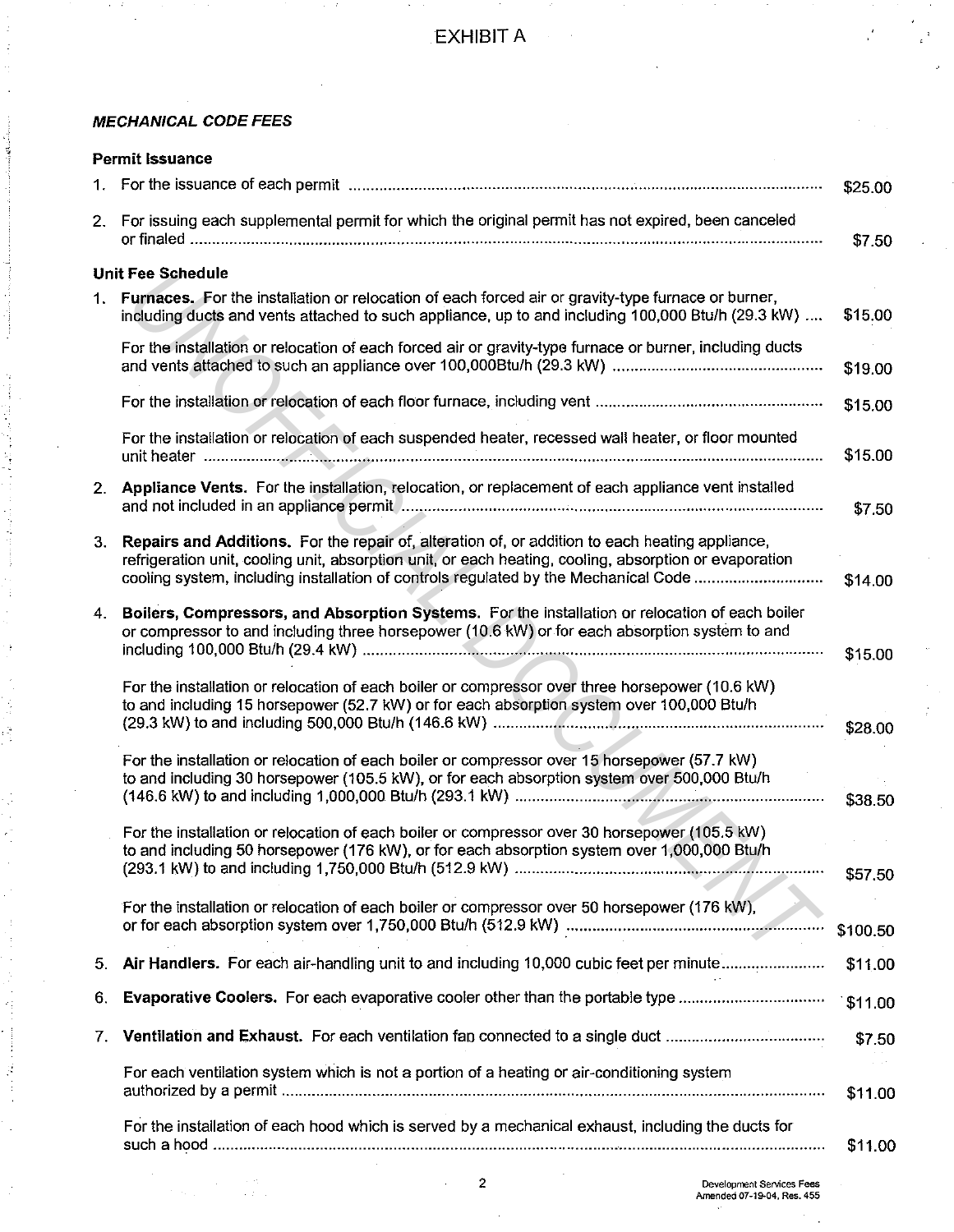# EXHIBIT A

***MECHANICAL CODE FEES***

**Permit Issuance**

1. For the issuance of each permit ..... $25.00

2. For issuing each supplemental permit for which the original permit has not expired, been canceled or finaled ..... $7.50

**Unit Fee Schedule**

1. **Furnaces.** For the installation or relocation of each forced air or gravity-type furnace or burner, including ducts and vents attached to such appliance, up to and including 100,000 Btu/h (29.3 kW) ..... $15.00

   For the installation or relocation of each forced air or gravity-type furnace or burner, including ducts and vents attached to such an appliance over 100,000Btu/h (29.3 kW) ..... $19.00

   For the installation or relocation of each floor furnace, including vent ..... $15.00

   For the installation or relocation of each suspended heater, recessed wall heater, or floor mounted unit heater ..... $15.00

2. **Appliance Vents.** For the installation, relocation, or replacement of each appliance vent installed and not included in an appliance permit ..... $7.50

3. **Repairs and Additions.** For the repair of, alteration of, or addition to each heating appliance, refrigeration unit, cooling unit, absorption unit, or each heating, cooling, absorption or evaporation cooling system, including installation of controls regulated by the Mechanical Code ..... $14.00

4. **Boilers, Compressors, and Absorption Systems.** For the installation or relocation of each boiler or compressor to and including three horsepower (10.6 kW) or for each absorption system to and including 100,000 Btu/h (29.4 kW) ..... $15.00

   For the installation or relocation of each boiler or compressor over three horsepower (10.6 kW) to and including 15 horsepower (52.7 kW) or for each absorption system over 100,000 Btu/h (29.3 kW) to and including 500,000 Btu/h (146.6 kW) ..... $28.00

   For the installation or relocation of each boiler or compressor over 15 horsepower (57.7 kW) to and including 30 horsepower (105.5 kW), or for each absorption system over 500,000 Btu/h (146.6 kW) to and including 1,000,000 Btu/h (293.1 kW) ..... $38.50

   For the installation or relocation of each boiler or compressor over 30 horsepower (105.5 kW) to and including 50 horsepower (176 kW), or for each absorption system over 1,000,000 Btu/h (293.1 kW) to and including 1,750,000 Btu/h (512.9 kW) ..... $57.50

   For the installation or relocation of each boiler or compressor over 50 horsepower (176 kW), or for each absorption system over 1,750,000 Btu/h (512.9 kW) ..... $100.50

5. **Air Handlers.** For each air-handling unit to and including 10,000 cubic feet per minute ..... $11.00

6. **Evaporative Coolers.** For each evaporative cooler other than the portable type ..... $11.00

7. **Ventilation and Exhaust.** For each ventilation fan connected to a single duct ..... $7.50

   For each ventilation system which is not a portion of a heating or air-conditioning system authorized by a permit ..... $11.00

   For the installation of each hood which is served by a mechanical exhaust, including the ducts for such a hood ..... $11.00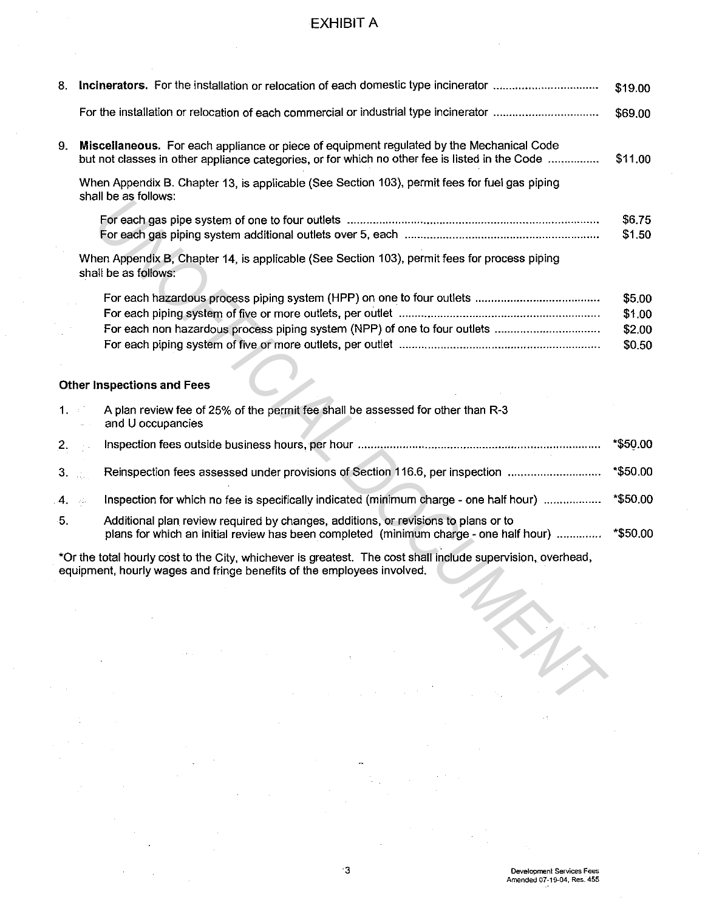# EXHIBIT A

8. **Incinerators.** For the installation or relocation of each domestic type incinerator ................................ $19.00

   For the installation or relocation of each commercial or industrial type incinerator ................................ $69.00

9. **Miscellaneous.** For each appliance or piece of equipment regulated by the Mechanical Code but not classes in other appliance categories, or for which no other fee is listed in the Code ................ $11.00

   When Appendix B. Chapter 13, is applicable (See Section 103), permit fees for fuel gas piping shall be as follows:

   For each gas pipe system of one to four outlets ............................................................................ $6.75
   For each gas piping system additional outlets over 5, each ............................................................ $1.50

   When Appendix B, Chapter 14, is applicable (See Section 103), permit fees for process piping shall be as follows:

   For each hazardous process piping system (HPP) on one to four outlets ...................................... $5.00
   For each piping system of five or more outlets, per outlet .............................................................. $1.00
   For each non hazardous process piping system (NPP) of one to four outlets ................................ $2.00
   For each piping system of five or more outlets, per outlet .............................................................. $0.50

**Other Inspections and Fees**

1. A plan review fee of 25% of the permit fee shall be assessed for other than R-3 and U occupancies
2. Inspection fees outside business hours, per hour ............................................................................ *$50.00
3. Reinspection fees assessed under provisions of Section 116.6, per inspection ............................ *$50.00
4. Inspection for which no fee is specifically indicated (minimum charge - one half hour) .................. *$50.00
5. Additional plan review required by changes, additions, or revisions to plans or to plans for which an initial review has been completed (minimum charge - one half hour) ............. *$50.00

*Or the total hourly cost to the City, whichever is greatest. The cost shall include supervision, overhead, equipment, hourly wages and fringe benefits of the employees involved.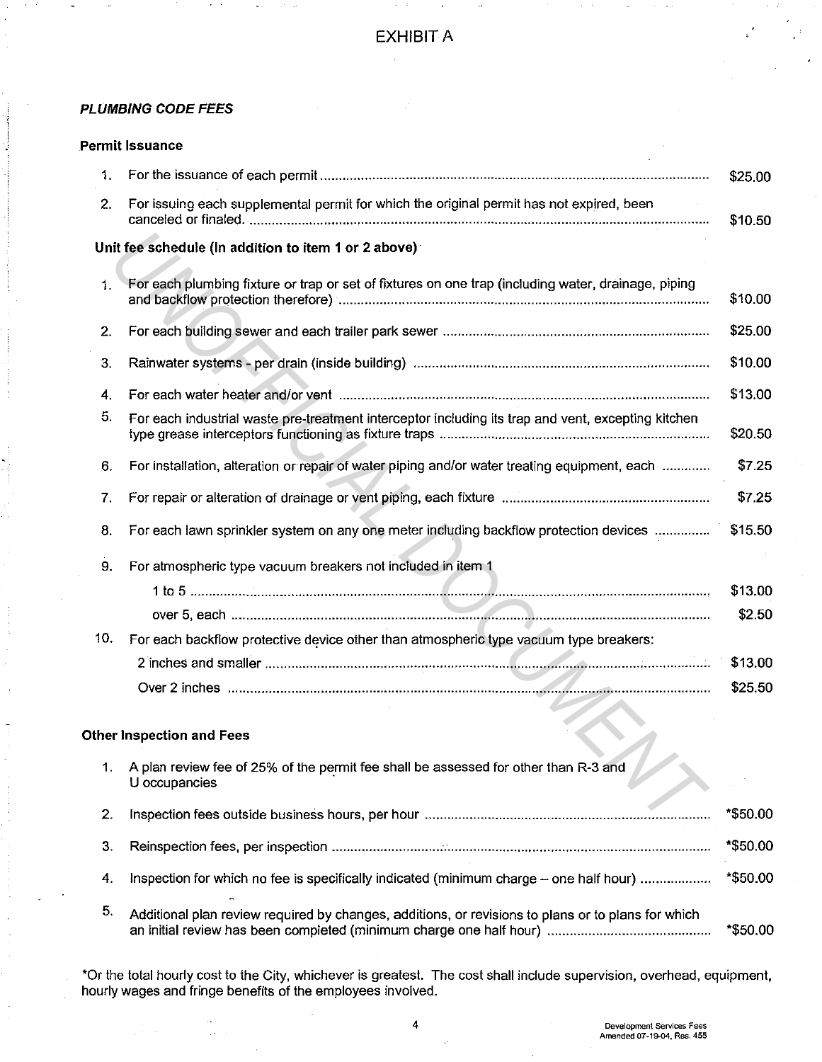# EXHIBIT A

***PLUMBING CODE FEES***

**Permit Issuance**

| | | |
|---|---|---|
| 1. | For the issuance of each permit | $25.00 |
| 2. | For issuing each supplemental permit for which the original permit has not expired, been canceled or finaled. | $10.50 |

**Unit fee schedule (In addition to item 1 or 2 above)**

| | | |
|---|---|---|
| 1. | For each plumbing fixture or trap or set of fixtures on one trap (including water, drainage, piping and backflow protection therefore) | $10.00 |
| 2. | For each building sewer and each trailer park sewer | $25.00 |
| 3. | Rainwater systems - per drain (inside building) | $10.00 |
| 4. | For each water heater and/or vent | $13.00 |
| 5. | For each industrial waste pre-treatment interceptor including its trap and vent, excepting kitchen type grease interceptors functioning as fixture traps | $20.50 |
| 6. | For installation, alteration or repair of water piping and/or water treating equipment, each | $7.25 |
| 7. | For repair or alteration of drainage or vent piping, each fixture | $7.25 |
| 8. | For each lawn sprinkler system on any one meter including backflow protection devices | $15.50 |
| 9. | For atmospheric type vacuum breakers not included in item 1 | |
| | 1 to 5 | $13.00 |
| | over 5, each | $2.50 |
| 10. | For each backflow protective device other than atmospheric type vacuum type breakers: | |
| | 2 inches and smaller | $13.00 |
| | Over 2 inches | $25.50 |

**Other Inspection and Fees**

| | | |
|---|---|---|
| 1. | A plan review fee of 25% of the permit fee shall be assessed for other than R-3 and U occupancies | |
| 2. | Inspection fees outside business hours, per hour | *$50.00 |
| 3. | Reinspection fees, per inspection | *$50.00 |
| 4. | Inspection for which no fee is specifically indicated (minimum charge – one half hour) | *$50.00 |
| 5. | Additional plan review required by changes, additions, or revisions to plans or to plans for which an initial review has been completed (minimum charge one half hour) | *$50.00 |

*Or the total hourly cost to the City, whichever is greatest. The cost shall include supervision, overhead, equipment, hourly wages and fringe benefits of the employees involved.

Development Services Fees
Amended 07-19-04, Res. 455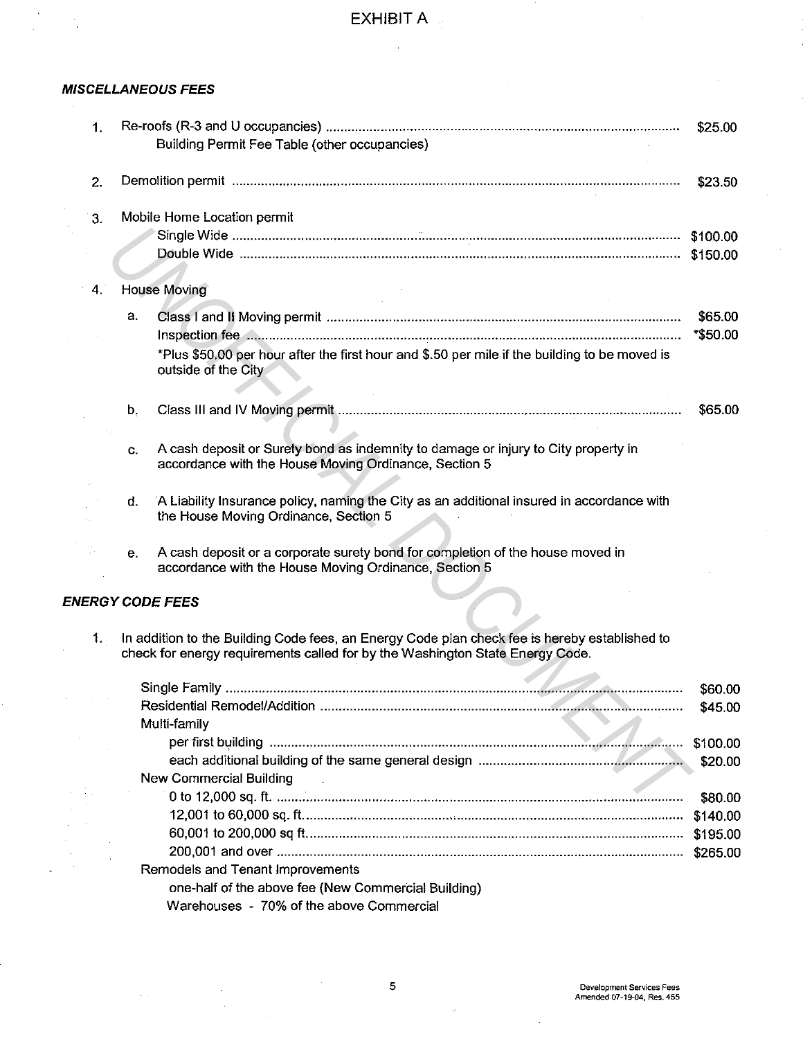# EXHIBIT A

***MISCELLANEOUS FEES***

1. Re-roofs (R-3 and U occupancies) ........................................ $25.00
   Building Permit Fee Table (other occupancies)

2. Demolition permit ........................................ $23.50

3. Mobile Home Location permit
   - Single Wide ........................................ $100.00
   - Double Wide ........................................ $150.00

4. House Moving

   a. Class I and II Moving permit ........................................ $65.00
      Inspection fee ........................................ *$50.00
      *Plus $50.00 per hour after the first hour and $.50 per mile if the building to be moved is outside of the City

   b. Class III and IV Moving permit ........................................ $65.00

   c. A cash deposit or Surety bond as indemnity to damage or injury to City property in accordance with the House Moving Ordinance, Section 5

   d. A Liability Insurance policy, naming the City as an additional insured in accordance with the House Moving Ordinance, Section 5

   e. A cash deposit or a corporate surety bond for completion of the house moved in accordance with the House Moving Ordinance, Section 5

***ENERGY CODE FEES***

1. In addition to the Building Code fees, an Energy Code plan check fee is hereby established to check for energy requirements called for by the Washington State Energy Code.

   Single Family ........................................ $60.00
   Residential Remodel/Addition ........................................ $45.00
   Multi-family
   - per first building ........................................ $100.00
   - each additional building of the same general design ........................................ $20.00

   New Commercial Building
   - 0 to 12,000 sq. ft. ........................................ $80.00
   - 12,001 to 60,000 sq. ft. ........................................ $140.00
   - 60,001 to 200,000 sq ft. ........................................ $195.00
   - 200,001 and over ........................................ $265.00

   Remodels and Tenant Improvements
   - one-half of the above fee (New Commercial Building)
   - Warehouses - 70% of the above Commercial

Development Services Fees
Amended 07-19-04, Res. 455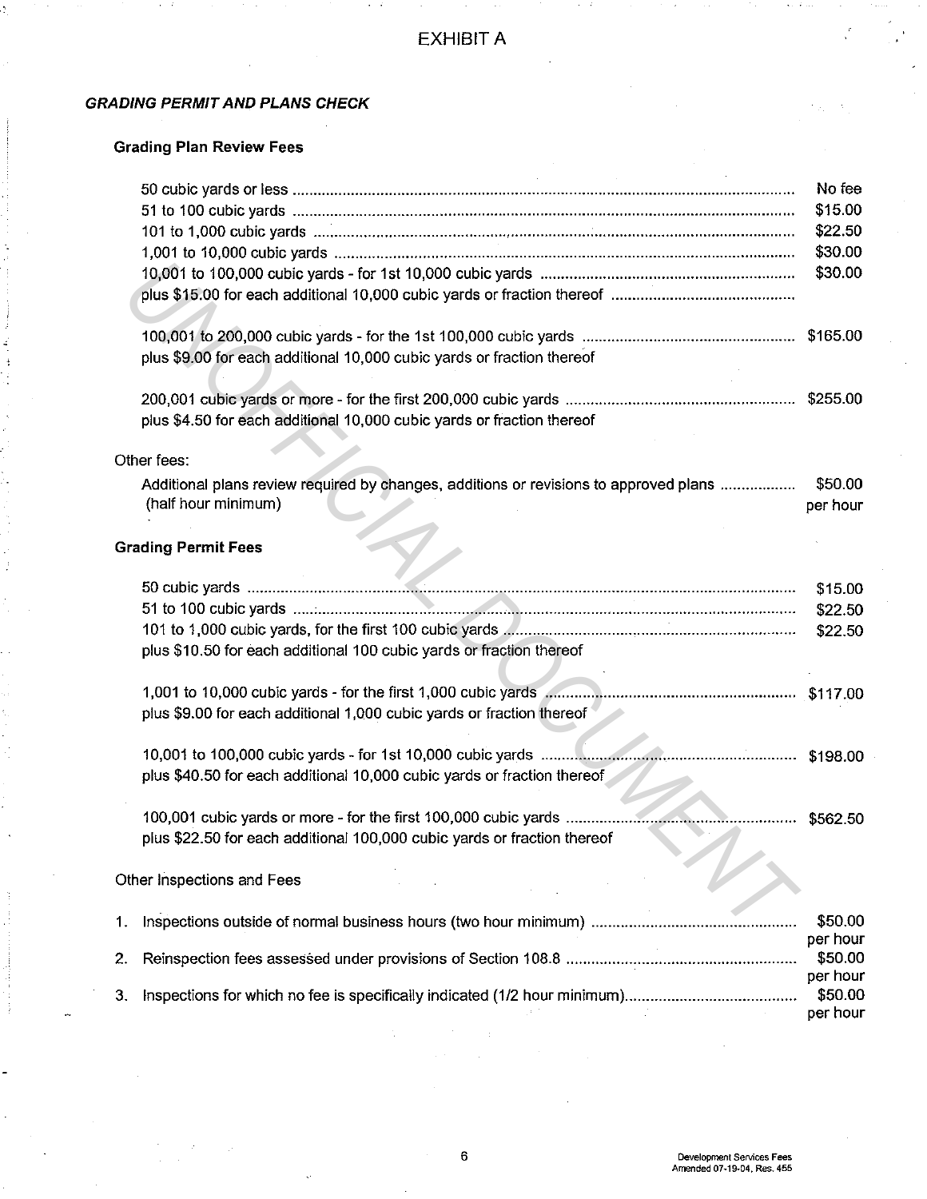# EXHIBIT A

## *GRADING PERMIT AND PLANS CHECK*

### Grading Plan Review Fees

| | |
|---|---|
| 50 cubic yards or less | No fee |
| 51 to 100 cubic yards | $15.00 |
| 101 to 1,000 cubic yards | $22.50 |
| 1,001 to 10,000 cubic yards | $30.00 |
| 10,001 to 100,000 cubic yards - for 1st 10,000 cubic yards | $30.00 |
| plus $15.00 for each additional 10,000 cubic yards or fraction thereof | |
| 100,001 to 200,000 cubic yards - for the 1st 100,000 cubic yards | $165.00 |
| plus $9.00 for each additional 10,000 cubic yards or fraction thereof | |
| 200,001 cubic yards or more - for the first 200,000 cubic yards | $255.00 |
| plus $4.50 for each additional 10,000 cubic yards or fraction thereof | |

Other fees:

| | |
|---|---|
| Additional plans review required by changes, additions or revisions to approved plans (half hour minimum) | $50.00 per hour |

### Grading Permit Fees

| | |
|---|---|
| 50 cubic yards | $15.00 |
| 51 to 100 cubic yards | $22.50 |
| 101 to 1,000 cubic yards, for the first 100 cubic yards | $22.50 |
| plus $10.50 for each additional 100 cubic yards or fraction thereof | |
| 1,001 to 10,000 cubic yards - for the first 1,000 cubic yards | $117.00 |
| plus $9.00 for each additional 1,000 cubic yards or fraction thereof | |
| 10,001 to 100,000 cubic yards - for 1st 10,000 cubic yards | $198.00 |
| plus $40.50 for each additional 10,000 cubic yards or fraction thereof | |
| 100,001 cubic yards or more - for the first 100,000 cubic yards | $562.50 |
| plus $22.50 for each additional 100,000 cubic yards or fraction thereof | |

Other Inspections and Fees

| | |
|---|---|
| 1. Inspections outside of normal business hours (two hour minimum) | $50.00 per hour |
| 2. Reinspection fees assessed under provisions of Section 108.8 | $50.00 per hour |
| 3. Inspections for which no fee is specifically indicated (1/2 hour minimum) | $50.00 per hour |

Development Services Fees
Amended 07-19-04, Res. 455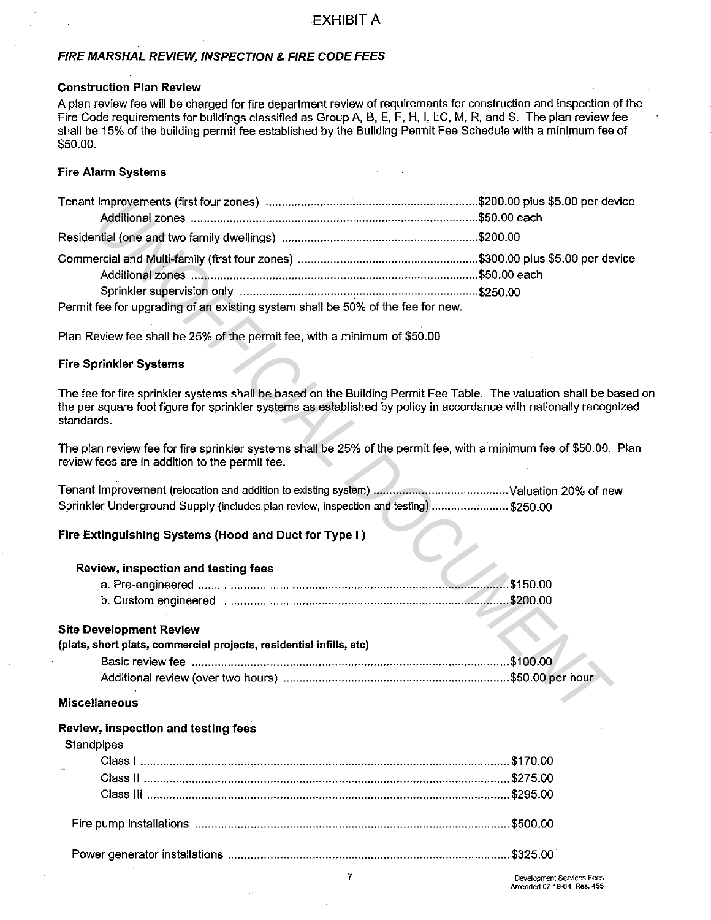# EXHIBIT A

## *FIRE MARSHAL REVIEW, INSPECTION & FIRE CODE FEES*

### Construction Plan Review

A plan review fee will be charged for fire department review of requirements for construction and inspection of the Fire Code requirements for buildings classified as Group A, B, E, F, H, I, LC, M, R, and S. The plan review fee shall be 15% of the building permit fee established by the Building Permit Fee Schedule with a minimum fee of $50.00.

### Fire Alarm Systems

| | |
|---|---|
| Tenant Improvements (first four zones) | $200.00 plus $5.00 per device |
| Additional zones | $50.00 each |
| Residential (one and two family dwellings) | $200.00 |
| Commercial and Multi-family (first four zones) | $300.00 plus $5.00 per device |
| Additional zones | $50.00 each |
| Sprinkler supervision only | $250.00 |

Permit fee for upgrading of an existing system shall be 50% of the fee for new.

Plan Review fee shall be 25% of the permit fee, with a minimum of $50.00

### Fire Sprinkler Systems

The fee for fire sprinkler systems shall be based on the Building Permit Fee Table. The valuation shall be based on the per square foot figure for sprinkler systems as established by policy in accordance with nationally recognized standards.

The plan review fee for fire sprinkler systems shall be 25% of the permit fee, with a minimum fee of $50.00. Plan review fees are in addition to the permit fee.

| | |
|---|---|
| Tenant Improvement (relocation and addition to existing system) | Valuation 20% of new |
| Sprinkler Underground Supply (includes plan review, inspection and testing) | $250.00 |

### Fire Extinguishing Systems (Hood and Duct for Type I)

**Review, inspection and testing fees**

| | |
|---|---|
| a. Pre-engineered | $150.00 |
| b. Custom engineered | $200.00 |

### Site Development Review

**(plats, short plats, commercial projects, residential infills, etc)**

| | |
|---|---|
| Basic review fee | $100.00 |
| Additional review (over two hours) | $50.00 per hour |

### Miscellaneous

**Review, inspection and testing fees**

Standpipes

| | |
|---|---|
| Class I | $170.00 |
| Class II | $275.00 |
| Class III | $295.00 |

| | |
|---|---|
| Fire pump installations | $500.00 |
| Power generator installations | $325.00 |

Development Services Fees
Amended 07-19-04, Res. 455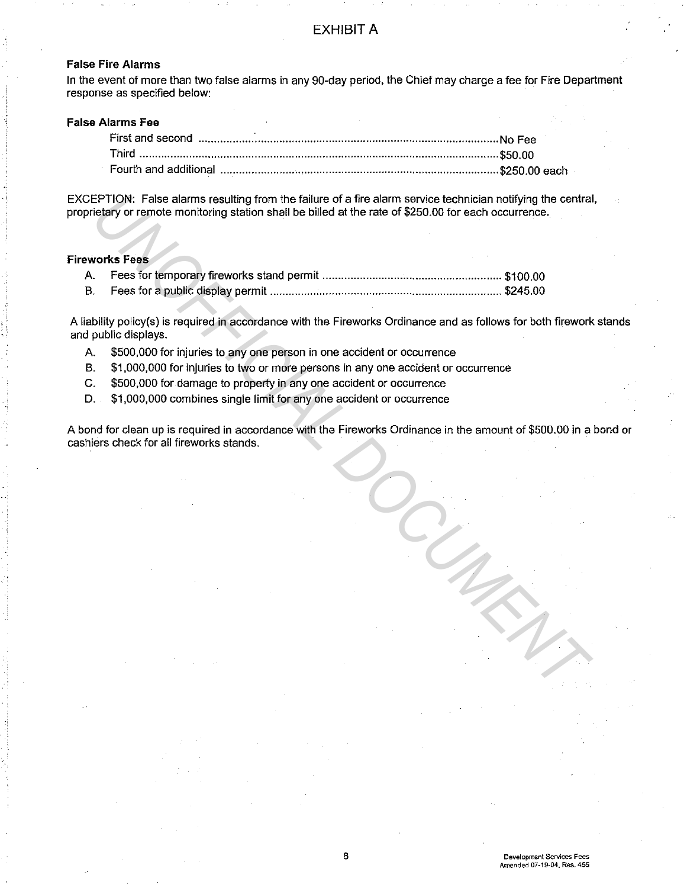# EXHIBIT A

**False Fire Alarms**

In the event of more than two false alarms in any 90-day period, the Chief may charge a fee for Fire Department response as specified below:

**False Alarms Fee**

| | |
|---|---|
| First and second | No Fee |
| Third | $50.00 |
| Fourth and additional | $250.00 each |

EXCEPTION: False alarms resulting from the failure of a fire alarm service technician notifying the central, proprietary or remote monitoring station shall be billed at the rate of $250.00 for each occurrence.

**Fireworks Fees**

A. Fees for temporary fireworks stand permit ........ $100.00
B. Fees for a public display permit ........ $245.00

A liability policy(s) is required in accordance with the Fireworks Ordinance and as follows for both firework stands and public displays.

A. $500,000 for injuries to any one person in one accident or occurrence
B. $1,000,000 for injuries to two or more persons in any one accident or occurrence
C. $500,000 for damage to property in any one accident or occurrence
D. $1,000,000 combines single limit for any one accident or occurrence

A bond for clean up is required in accordance with the Fireworks Ordinance in the amount of $500.00 in a bond or cashiers check for all fireworks stands.

Development Services Fees
Amended 07-19-04, Res. 455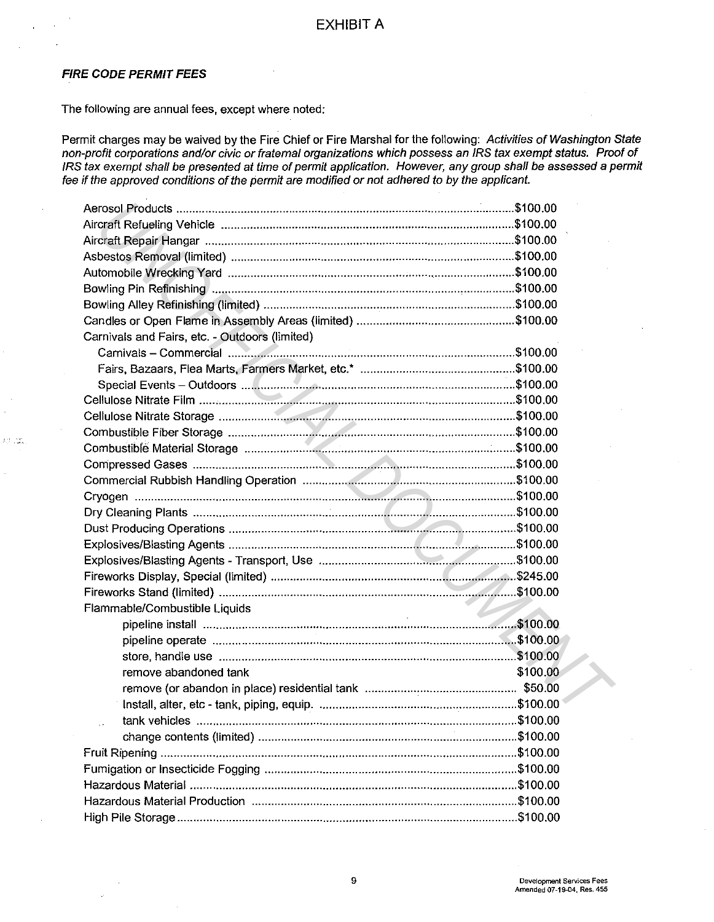# EXHIBIT A

***FIRE CODE PERMIT FEES***

The following are annual fees, except where noted:

Permit charges may be waived by the Fire Chief or Fire Marshal for the following: *Activities of Washington State non-profit corporations and/or civic or fraternal organizations which possess an IRS tax exempt status. Proof of IRS tax exempt shall be presented at time of permit application. However, any group shall be assessed a permit fee if the approved conditions of the permit are modified or not adhered to by the applicant.*

| Permit | Fee |
|---|---|
| Aerosol Products | $100.00 |
| Aircraft Refueling Vehicle | $100.00 |
| Aircraft Repair Hangar | $100.00 |
| Asbestos Removal (limited) | $100.00 |
| Automobile Wrecking Yard | $100.00 |
| Bowling Pin Refinishing | $100.00 |
| Bowling Alley Refinishing (limited) | $100.00 |
| Candles or Open Flame in Assembly Areas (limited) | $100.00 |
| Carnivals and Fairs, etc. - Outdoors (limited) | |
| Carnivals – Commercial | $100.00 |
| Fairs, Bazaars, Flea Marts, Farmers Market, etc.* | $100.00 |
| Special Events – Outdoors | $100.00 |
| Cellulose Nitrate Film | $100.00 |
| Cellulose Nitrate Storage | $100.00 |
| Combustible Fiber Storage | $100.00 |
| Combustible Material Storage | $100.00 |
| Compressed Gases | $100.00 |
| Commercial Rubbish Handling Operation | $100.00 |
| Cryogen | $100.00 |
| Dry Cleaning Plants | $100.00 |
| Dust Producing Operations | $100.00 |
| Explosives/Blasting Agents | $100.00 |
| Explosives/Blasting Agents - Transport, Use | $100.00 |
| Fireworks Display, Special (limited) | $245.00 |
| Fireworks Stand (limited) | $100.00 |
| Flammable/Combustible Liquids | |
| pipeline install | $100.00 |
| pipeline operate | $100.00 |
| store, handle use | $100.00 |
| remove abandoned tank | $100.00 |
| remove (or abandon in place) residential tank | $50.00 |
| Install, alter, etc - tank, piping, equip. | $100.00 |
| tank vehicles | $100.00 |
| change contents (limited) | $100.00 |
| Fruit Ripening | $100.00 |
| Fumigation or Insecticide Fogging | $100.00 |
| Hazardous Material | $100.00 |
| Hazardous Material Production | $100.00 |
| High Pile Storage | $100.00 |

Development Services Fees
Amended 07-19-04, Res. 455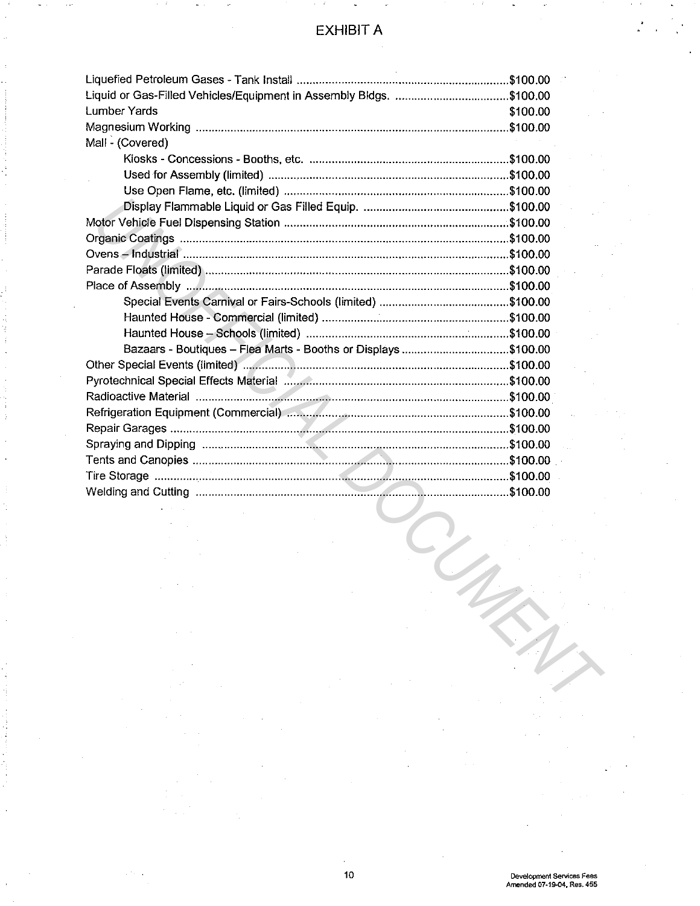# EXHIBIT A

| Item | Fee |
|---|---|
| Liquefied Petroleum Gases - Tank Install | $100.00 |
| Liquid or Gas-Filled Vehicles/Equipment in Assembly Bldgs. | $100.00 |
| Lumber Yards | $100.00 |
| Magnesium Working | $100.00 |
| Mall - (Covered) | |
| Kiosks - Concessions - Booths, etc. | $100.00 |
| Used for Assembly (limited) | $100.00 |
| Use Open Flame, etc. (limited) | $100.00 |
| Display Flammable Liquid or Gas Filled Equip. | $100.00 |
| Motor Vehicle Fuel Dispensing Station | $100.00 |
| Organic Coatings | $100.00 |
| Ovens – Industrial | $100.00 |
| Parade Floats (limited) | $100.00 |
| Place of Assembly | $100.00 |
| Special Events Carnival or Fairs-Schools (limited) | $100.00 |
| Haunted House - Commercial (limited) | $100.00 |
| Haunted House – Schools (limited) | $100.00 |
| Bazaars - Boutiques – Flea Marts - Booths or Displays | $100.00 |
| Other Special Events (limited) | $100.00 |
| Pyrotechnical Special Effects Material | $100.00 |
| Radioactive Material | $100.00 |
| Refrigeration Equipment (Commercial) | $100.00 |
| Repair Garages | $100.00 |
| Spraying and Dipping | $100.00 |
| Tents and Canopies | $100.00 |
| Tire Storage | $100.00 |
| Welding and Cutting | $100.00 |

UNOFFICIAL DOCUMENT

Development Services Fees
Amended 07-19-04, Res. 455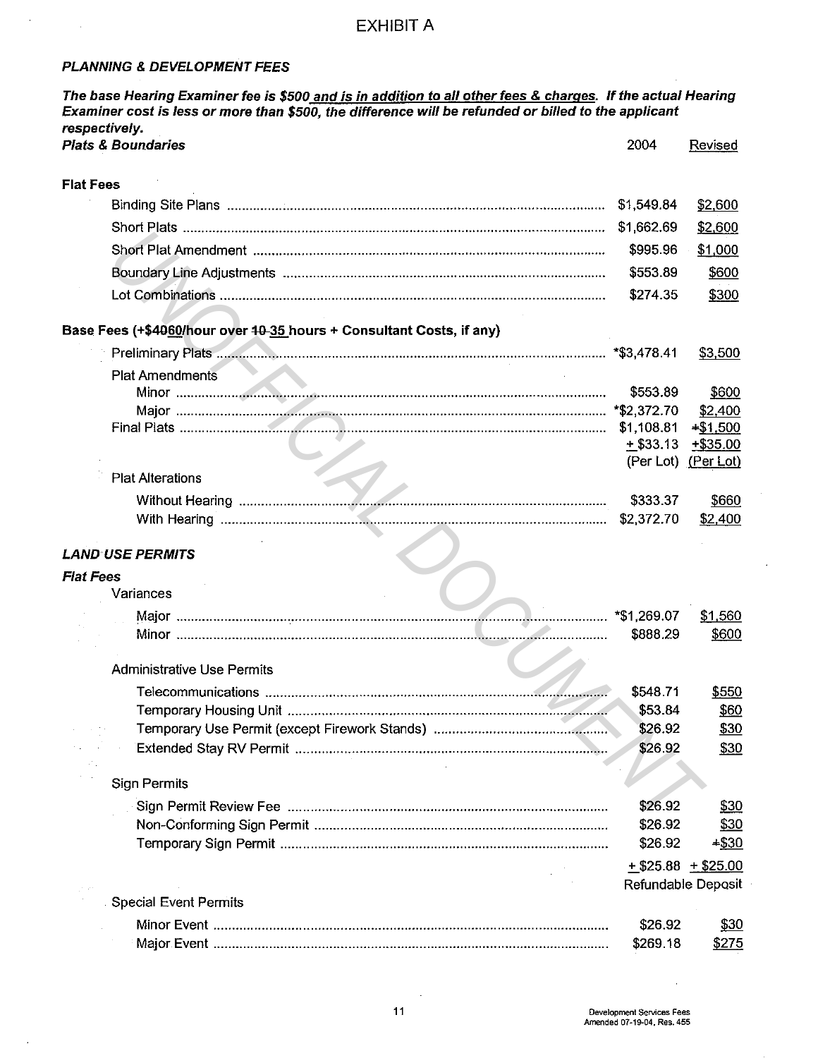# EXHIBIT A

***PLANNING & DEVELOPMENT FEES***

***The base Hearing Examiner fee is $500 and is in addition to all other fees & charges. If the actual Hearing Examiner cost is less or more than $500, the difference will be refunded or billed to the applicant respectively.***

| ***Plats & Boundaries*** | 2004 | Revised |
|---|---|---|
| **Flat Fees** | | |
| Binding Site Plans | $1,549.84 | $2,600 |
| Short Plats | $1,662.69 | $2,600 |
| Short Plat Amendment | $995.96 | $1,000 |
| Boundary Line Adjustments | $553.89 | $600 |
| Lot Combinations | $274.35 | $300 |
| **Base Fees (+$4060/hour over 10 35 hours + Consultant Costs, if any)** | | |
| Preliminary Plats | *$3,478.41 | $3,500 |
| Plat Amendments | | |
| Minor | $553.89 | $600 |
| Major | *$2,372.70 | $2,400 |
| Final Plats | $1,108.81 | +$1,500 |
| | + $33.13 (Per Lot) | +$35.00 (Per Lot) |
| Plat Alterations | | |
| Without Hearing | $333.37 | $660 |
| With Hearing | $2,372.70 | $2,400 |

***LAND USE PERMITS***

| ***Flat Fees*** | | |
|---|---|---|
| Variances | | |
| Major | *$1,269.07 | $1,560 |
| Minor | $888.29 | $600 |
| Administrative Use Permits | | |
| Telecommunications | $548.71 | $550 |
| Temporary Housing Unit | $53.84 | $60 |
| Temporary Use Permit (except Firework Stands) | $26.92 | $30 |
| Extended Stay RV Permit | $26.92 | $30 |
| Sign Permits | | |
| Sign Permit Review Fee | $26.92 | $30 |
| Non-Conforming Sign Permit | $26.92 | $30 |
| Temporary Sign Permit | $26.92 | +$30 |
| | + $25.88 Refundable Deposit | + $25.00 |
| Special Event Permits | | |
| Minor Event | $26.92 | $30 |
| Major Event | $269.18 | $275 |

Development Services Fees
Amended 07-19-04, Res. 455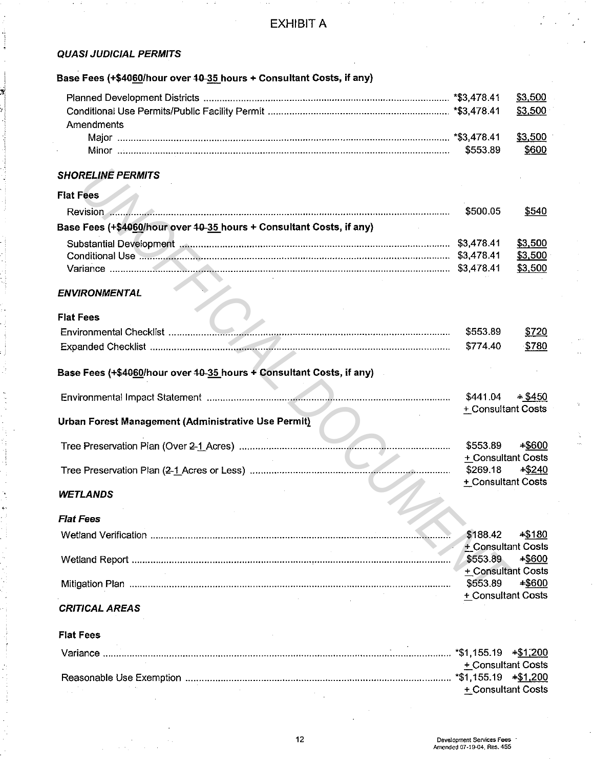# EXHIBIT A

## *QUASI JUDICIAL PERMITS*

**Base Fees (+$~~40~~60/hour over ~~10~~ 35 hours + Consultant Costs, if any)**

| | | |
|---|---|---|
| Planned Development Districts | *$3,478.41 | $3,500 |
| Conditional Use Permits/Public Facility Permit | *$3,478.41 | $3,500 |
| Amendments | | |
| Major | *$3,478.41 | $3,500 |
| Minor | $553.89 | $600 |

## *SHORELINE PERMITS*

**Flat Fees**

| | | |
|---|---|---|
| Revision | $500.05 | $540 |

**Base Fees (+$~~40~~60/hour over ~~10~~ 35 hours + Consultant Costs, if any)**

| | | |
|---|---|---|
| Substantial Development | $3,478.41 | $3,500 |
| Conditional Use | $3,478.41 | $3,500 |
| Variance | $3,478.41 | $3,500 |

## *ENVIRONMENTAL*

**Flat Fees**

| | | |
|---|---|---|
| Environmental Checklist | $553.89 | $720 |
| Expanded Checklist | $774.40 | $780 |

**Base Fees (+$~~40~~60/hour over ~~10~~ 35 hours + Consultant Costs, if any)**

| | | |
|---|---|---|
| Environmental Impact Statement | $441.04 | ~~+~~ $450 + Consultant Costs |

**Urban Forest Management (Administrative Use Permit)**

| | | |
|---|---|---|
| Tree Preservation Plan (Over ~~2~~ 1 Acres) | $553.89 | ~~+~~$600 + Consultant Costs |
| Tree Preservation Plan (~~2~~ 1 Acres or Less) | $269.18 | ~~+~~$240 + Consultant Costs |

## *WETLANDS*

***Flat Fees***

| | | |
|---|---|---|
| Wetland Verification | $188.42 | ~~+~~$180 + Consultant Costs |
| Wetland Report | $553.89 | ~~+~~$600 + Consultant Costs |
| Mitigation Plan | $553.89 | ~~+~~$600 + Consultant Costs |

## *CRITICAL AREAS*

**Flat Fees**

| | | |
|---|---|---|
| Variance | *$1,155.19 | ~~+~~$1,200 + Consultant Costs |
| Reasonable Use Exemption | *$1,155.19 | ~~+~~$1,200 + Consultant Costs |

Development Services Fees
Amended 07-19-04, Res. 455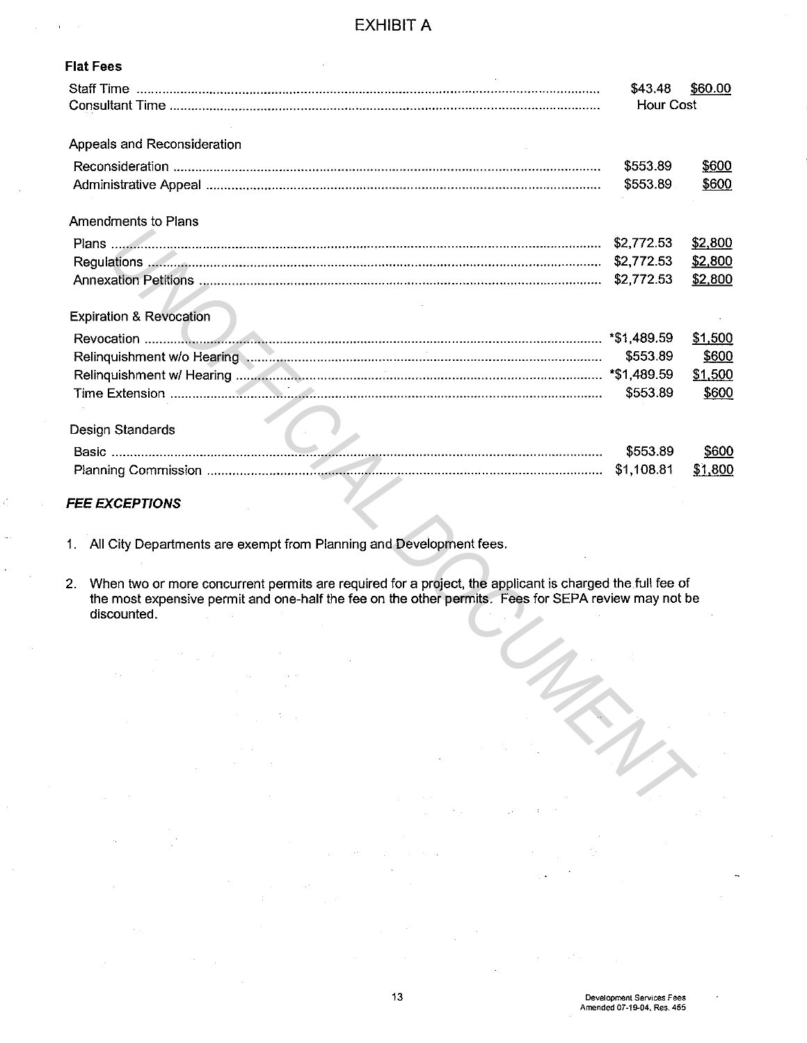# EXHIBIT A

**Flat Fees**

| | | |
|---|---|---|
| Staff Time | $43.48 | $60.00 |
| Consultant Time | Hour Cost | |

Appeals and Reconsideration

| | | |
|---|---|---|
| Reconsideration | $553.89 | $600 |
| Administrative Appeal | $553.89 | $600 |

Amendments to Plans

| | | |
|---|---|---|
| Plans | $2,772.53 | $2,800 |
| Regulations | $2,772.53 | $2,800 |
| Annexation Petitions | $2,772.53 | $2,800 |

Expiration & Revocation

| | | |
|---|---|---|
| Revocation | *$1,489.59 | $1,500 |
| Relinquishment w/o Hearing | $553.89 | $600 |
| Relinquishment w/ Hearing | *$1,489.59 | $1,500 |
| Time Extension | $553.89 | $600 |

Design Standards

| | | |
|---|---|---|
| Basic | $553.89 | $600 |
| Planning Commission | $1,108.81 | $1,800 |

***FEE EXCEPTIONS***

1. All City Departments are exempt from Planning and Development fees.

2. When two or more concurrent permits are required for a project, the applicant is charged the full fee of the most expensive permit and one-half the fee on the other permits. Fees for SEPA review may not be discounted.

Development Services Fees
Amended 07-19-04, Res. 455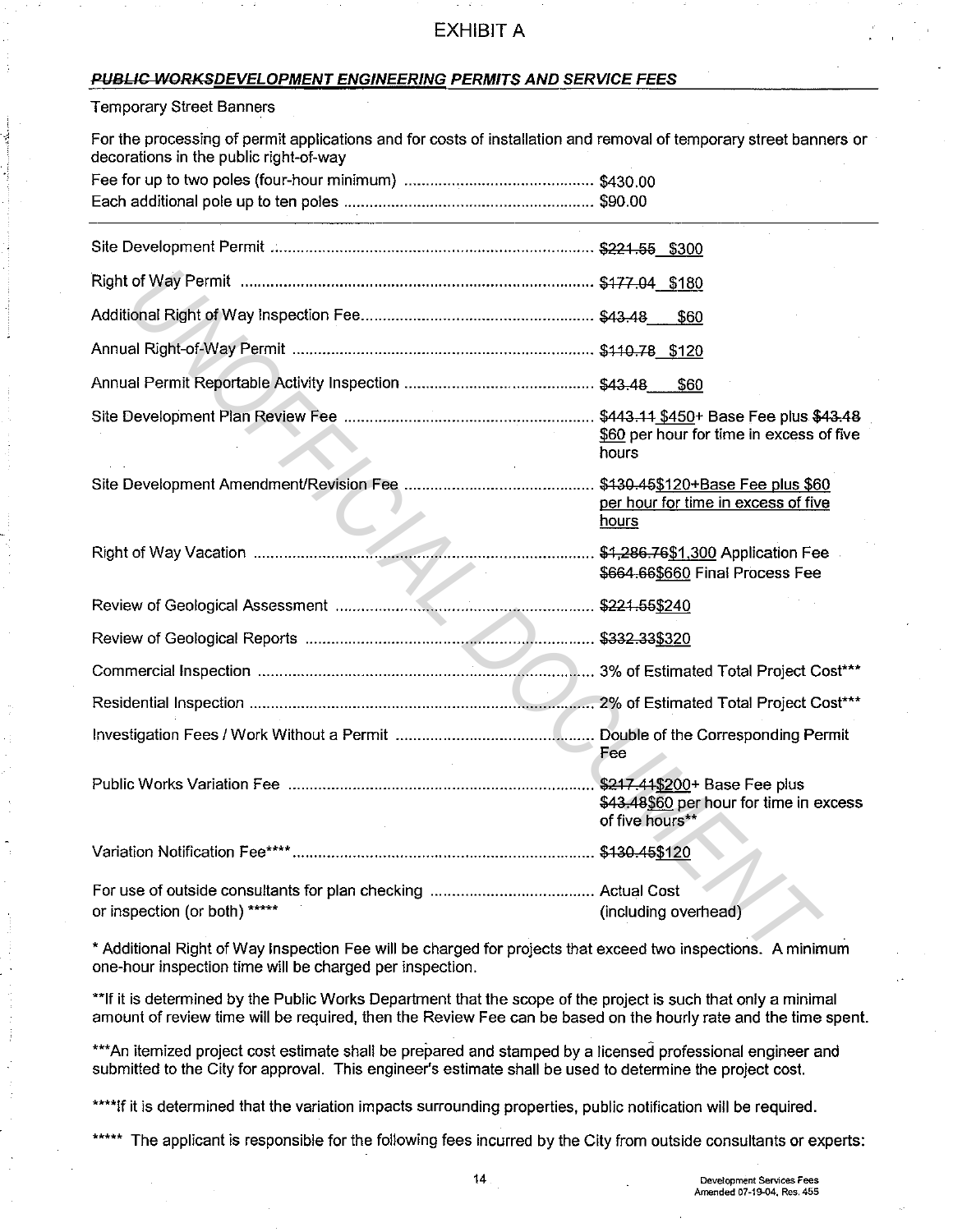# EXHIBIT A

## ***~~PUBLIC WORKS~~DEVELOPMENT ENGINEERING PERMITS AND SERVICE FEES***

Temporary Street Banners

For the processing of permit applications and for costs of installation and removal of temporary street banners or decorations in the public right-of-way

| | |
|---|---|
| Fee for up to two poles (four-hour minimum) | $430.00 |
| Each additional pole up to ten poles | $90.00 |

| | |
|---|---|
| Site Development Permit | ~~$221.55~~ $300 |
| Right of Way Permit | ~~$177.04~~ $180 |
| Additional Right of Way Inspection Fee | ~~$43.48~~ $60 |
| Annual Right-of-Way Permit | ~~$110.78~~ $120 |
| Annual Permit Reportable Activity Inspection | ~~$43.48~~ $60 |
| Site Development Plan Review Fee | ~~$443.11~~ $450+ Base Fee plus ~~$43.48~~ $60 per hour for time in excess of five hours |
| Site Development Amendment/Revision Fee | ~~$130.45~~$120+Base Fee plus $60 per hour for time in excess of five hours |
| Right of Way Vacation | ~~$1,286.76~~$1,300 Application Fee ~~$664.66~~$660 Final Process Fee |
| Review of Geological Assessment | ~~$221.55~~$240 |
| Review of Geological Reports | ~~$332.33~~$320 |
| Commercial Inspection | 3% of Estimated Total Project Cost*** |
| Residential Inspection | 2% of Estimated Total Project Cost*** |
| Investigation Fees / Work Without a Permit | Double of the Corresponding Permit Fee |
| Public Works Variation Fee | ~~$217.41~~$200+ Base Fee plus ~~$43.48~~$60 per hour for time in excess of five hours** |
| Variation Notification Fee**** | ~~$130.45~~$120 |
| For use of outside consultants for plan checking or inspection (or both) ***** | Actual Cost (including overhead) |

\* Additional Right of Way Inspection Fee will be charged for projects that exceed two inspections. A minimum one-hour inspection time will be charged per inspection.

**If it is determined by the Public Works Department that the scope of the project is such that only a minimal amount of review time will be required, then the Review Fee can be based on the hourly rate and the time spent.

***An itemized project cost estimate shall be prepared and stamped by a licensed professional engineer and submitted to the City for approval. This engineer's estimate shall be used to determine the project cost.

****If it is determined that the variation impacts surrounding properties, public notification will be required.

***** The applicant is responsible for the following fees incurred by the City from outside consultants or experts: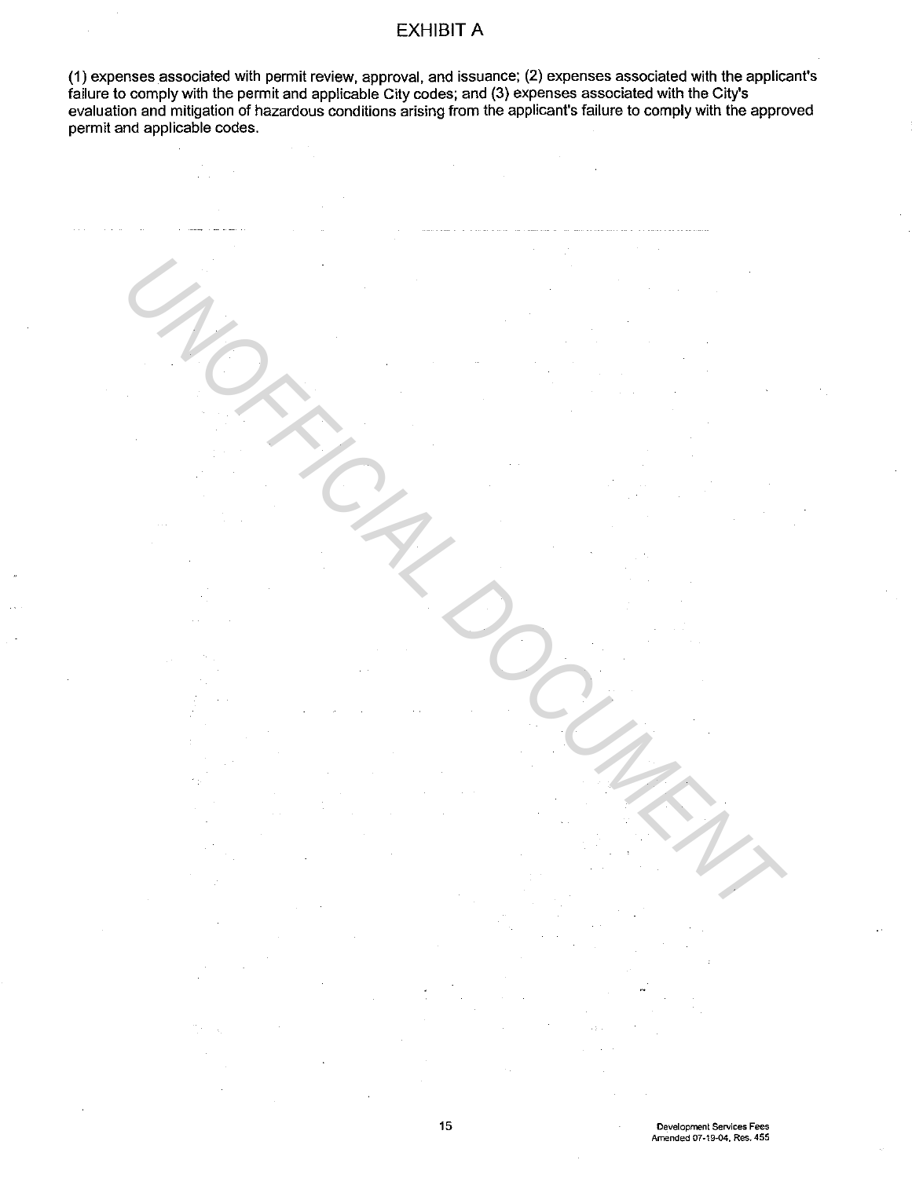# EXHIBIT A

(1) expenses associated with permit review, approval, and issuance; (2) expenses associated with the applicant's failure to comply with the permit and applicable City codes; and (3) expenses associated with the City's evaluation and mitigation of hazardous conditions arising from the applicant's failure to comply with the approved permit and applicable codes.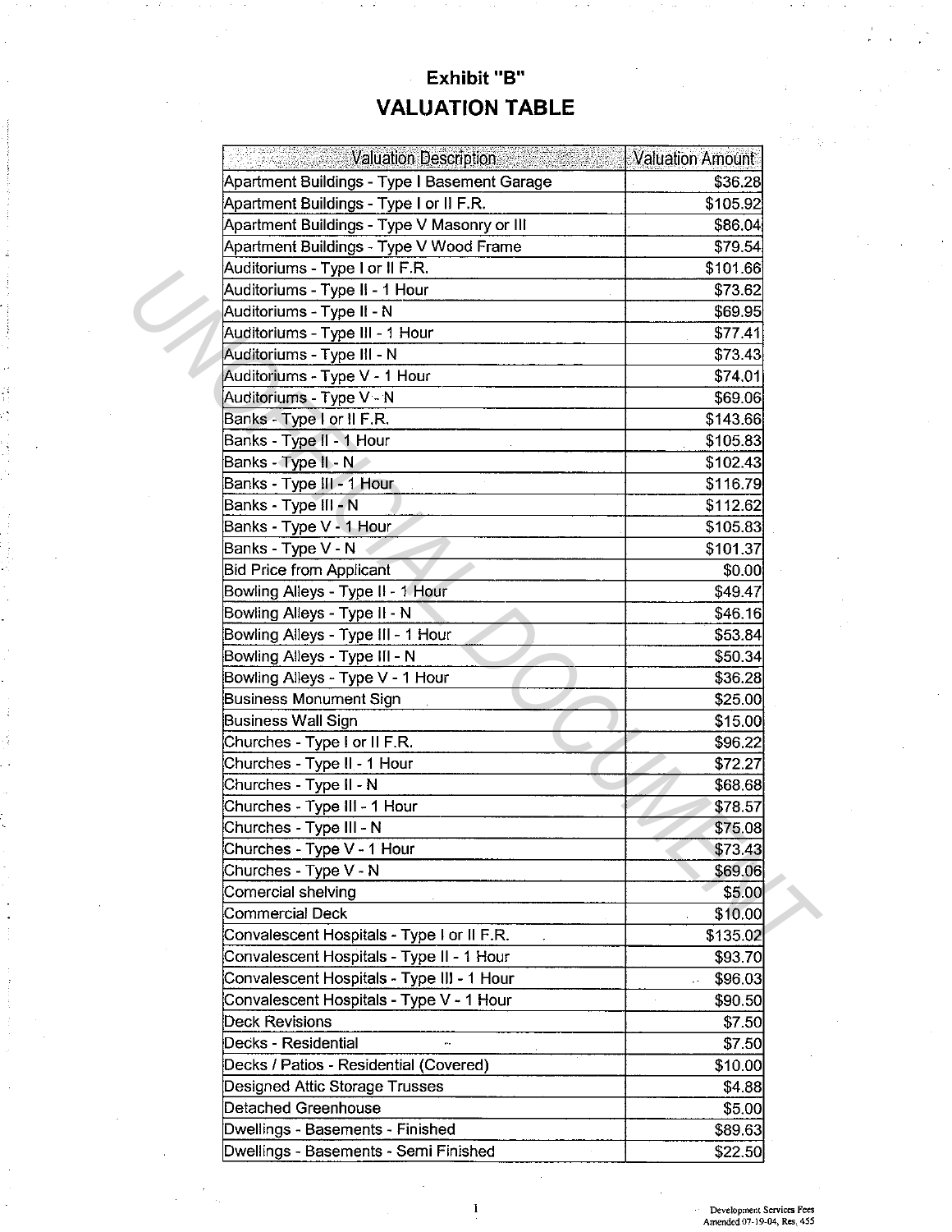## Exhibit "B"

# VALUATION TABLE

| Valuation Description | Valuation Amount |
|---|---|
| Apartment Buildings - Type I Basement Garage | $36.28 |
| Apartment Buildings - Type I or II F.R. | $105.92 |
| Apartment Buildings - Type V Masonry or III | $86.04 |
| Apartment Buildings - Type V Wood Frame | $79.54 |
| Auditoriums - Type I or II F.R. | $101.66 |
| Auditoriums - Type II - 1 Hour | $73.62 |
| Auditoriums - Type II - N | $69.95 |
| Auditoriums - Type III - 1 Hour | $77.41 |
| Auditoriums - Type III - N | $73.43 |
| Auditoriums - Type V - 1 Hour | $74.01 |
| Auditoriums - Type V - N | $69.06 |
| Banks - Type I or II F.R. | $143.66 |
| Banks - Type II - 1 Hour | $105.83 |
| Banks - Type II - N | $102.43 |
| Banks - Type III - 1 Hour | $116.79 |
| Banks - Type III - N | $112.62 |
| Banks - Type V - 1 Hour | $105.83 |
| Banks - Type V - N | $101.37 |
| Bid Price from Applicant | $0.00 |
| Bowling Alleys - Type II - 1 Hour | $49.47 |
| Bowling Alleys - Type II - N | $46.16 |
| Bowling Alleys - Type III - 1 Hour | $53.84 |
| Bowling Alleys - Type III - N | $50.34 |
| Bowling Alleys - Type V - 1 Hour | $36.28 |
| Business Monument Sign | $25.00 |
| Business Wall Sign | $15.00 |
| Churches - Type I or II F.R. | $96.22 |
| Churches - Type II - 1 Hour | $72.27 |
| Churches - Type II - N | $68.68 |
| Churches - Type III - 1 Hour | $78.57 |
| Churches - Type III - N | $75.08 |
| Churches - Type V - 1 Hour | $73.43 |
| Churches - Type V - N | $69.06 |
| Comercial shelving | $5.00 |
| Commercial Deck | $10.00 |
| Convalescent Hospitals - Type I or II F.R. | $135.02 |
| Convalescent Hospitals - Type II - 1 Hour | $93.70 |
| Convalescent Hospitals - Type III - 1 Hour | $96.03 |
| Convalescent Hospitals - Type V - 1 Hour | $90.50 |
| Deck Revisions | $7.50 |
| Decks - Residential | $7.50 |
| Decks / Patios - Residential (Covered) | $10.00 |
| Designed Attic Storage Trusses | $4.88 |
| Detached Greenhouse | $5.00 |
| Dwellings - Basements - Finished | $89.63 |
| Dwellings - Basements - Semi Finished | $22.50 |

Development Services Fees
Amended 07-19-04, Res. 455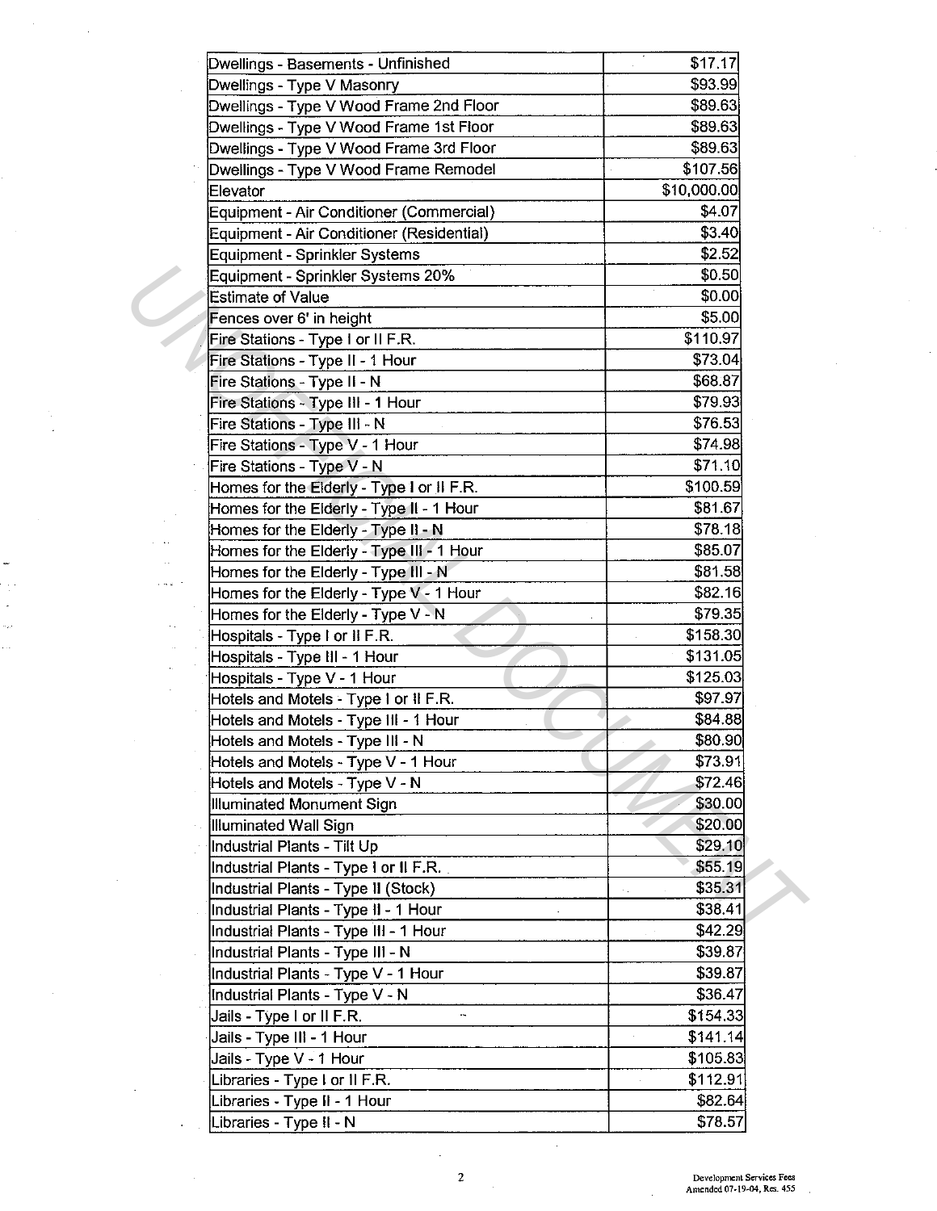| | |
|---|---|
| Dwellings - Basements - Unfinished | $17.17 |
| Dwellings - Type V Masonry | $93.99 |
| Dwellings - Type V Wood Frame 2nd Floor | $89.63 |
| Dwellings - Type V Wood Frame 1st Floor | $89.63 |
| Dwellings - Type V Wood Frame 3rd Floor | $89.63 |
| Dwellings - Type V Wood Frame Remodel | $107.56 |
| Elevator | $10,000.00 |
| Equipment - Air Conditioner (Commercial) | $4.07 |
| Equipment - Air Conditioner (Residential) | $3.40 |
| Equipment - Sprinkler Systems | $2.52 |
| Equipment - Sprinkler Systems 20% | $0.50 |
| Estimate of Value | $0.00 |
| Fences over 6' in height | $5.00 |
| Fire Stations - Type I or II F.R. | $110.97 |
| Fire Stations - Type II - 1 Hour | $73.04 |
| Fire Stations - Type II - N | $68.87 |
| Fire Stations - Type III - 1 Hour | $79.93 |
| Fire Stations - Type III - N | $76.53 |
| Fire Stations - Type V - 1 Hour | $74.98 |
| Fire Stations - Type V - N | $71.10 |
| Homes for the Elderly - Type I or II F.R. | $100.59 |
| Homes for the Elderly - Type II - 1 Hour | $81.67 |
| Homes for the Elderly - Type II - N | $78.18 |
| Homes for the Elderly - Type III - 1 Hour | $85.07 |
| Homes for the Elderly - Type III - N | $81.58 |
| Homes for the Elderly - Type V - 1 Hour | $82.16 |
| Homes for the Elderly - Type V - N | $79.35 |
| Hospitals - Type I or II F.R. | $158.30 |
| Hospitals - Type III - 1 Hour | $131.05 |
| Hospitals - Type V - 1 Hour | $125.03 |
| Hotels and Motels - Type I or II F.R. | $97.97 |
| Hotels and Motels - Type III - 1 Hour | $84.88 |
| Hotels and Motels - Type III - N | $80.90 |
| Hotels and Motels - Type V - 1 Hour | $73.91 |
| Hotels and Motels - Type V - N | $72.46 |
| Illuminated Monument Sign | $30.00 |
| Illuminated Wall Sign | $20.00 |
| Industrial Plants - Tilt Up | $29.10 |
| Industrial Plants - Type I or II F.R. | $55.19 |
| Industrial Plants - Type II (Stock) | $35.31 |
| Industrial Plants - Type II - 1 Hour | $38.41 |
| Industrial Plants - Type III - 1 Hour | $42.29 |
| Industrial Plants - Type III - N | $39.87 |
| Industrial Plants - Type V - 1 Hour | $39.87 |
| Industrial Plants - Type V - N | $36.47 |
| Jails - Type I or II F.R. | $154.33 |
| Jails - Type III - 1 Hour | $141.14 |
| Jails - Type V - 1 Hour | $105.83 |
| Libraries - Type I or II F.R. | $112.91 |
| Libraries - Type II - 1 Hour | $82.64 |
| Libraries - Type II - N | $78.57 |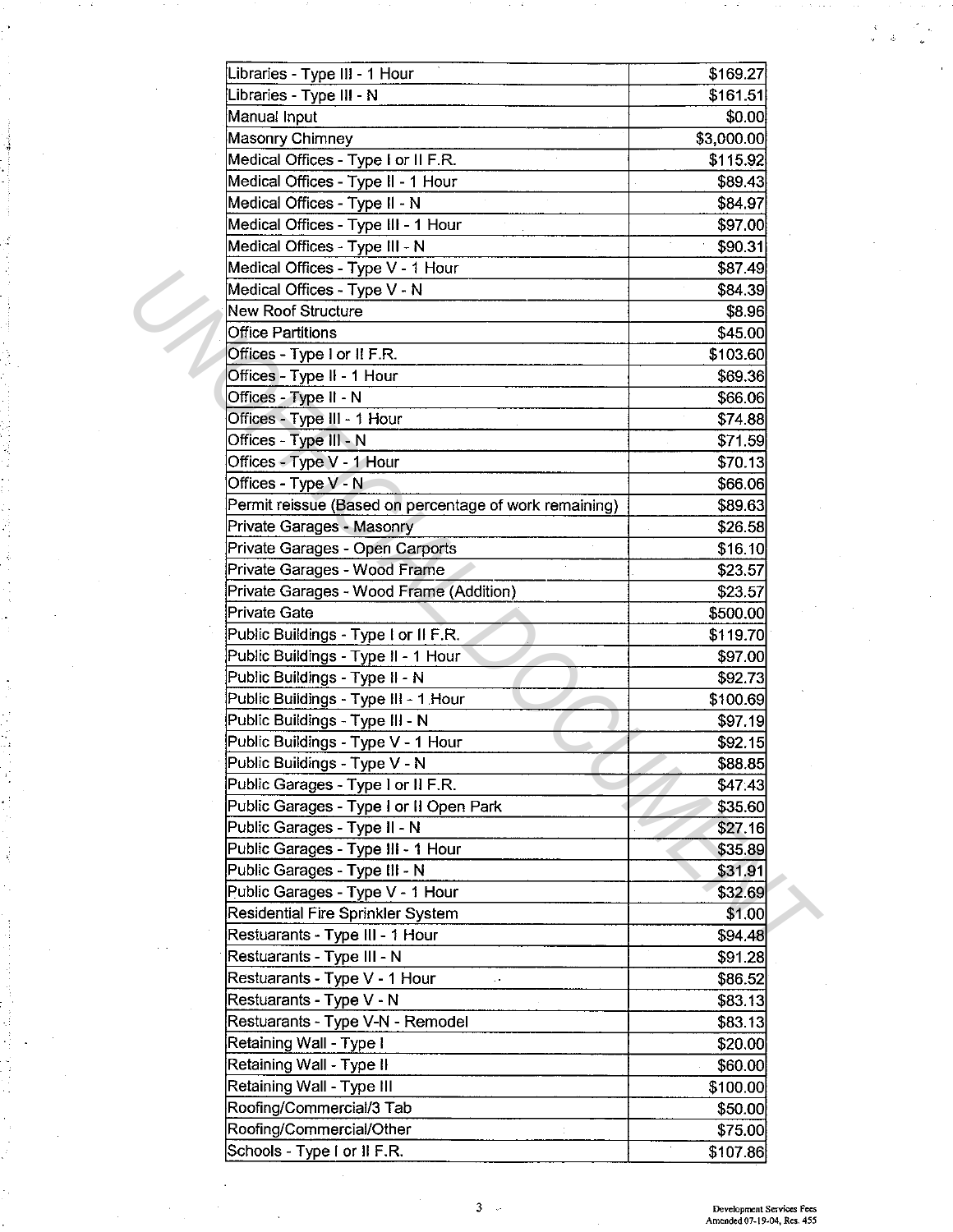| | |
|---|---|
| Libraries - Type III - 1 Hour | $169.27 |
| Libraries - Type III - N | $161.51 |
| Manual Input | $0.00 |
| Masonry Chimney | $3,000.00 |
| Medical Offices - Type I or II F.R. | $115.92 |
| Medical Offices - Type II - 1 Hour | $89.43 |
| Medical Offices - Type II - N | $84.97 |
| Medical Offices - Type III - 1 Hour | $97.00 |
| Medical Offices - Type III - N | $90.31 |
| Medical Offices - Type V - 1 Hour | $87.49 |
| Medical Offices - Type V - N | $84.39 |
| New Roof Structure | $8.96 |
| Office Partitions | $45.00 |
| Offices - Type I or II F.R. | $103.60 |
| Offices - Type II - 1 Hour | $69.36 |
| Offices - Type II - N | $66.06 |
| Offices - Type III - 1 Hour | $74.88 |
| Offices - Type III - N | $71.59 |
| Offices - Type V - 1 Hour | $70.13 |
| Offices - Type V - N | $66.06 |
| Permit reissue (Based on percentage of work remaining) | $89.63 |
| Private Garages - Masonry | $26.58 |
| Private Garages - Open Carports | $16.10 |
| Private Garages - Wood Frame | $23.57 |
| Private Garages - Wood Frame (Addition) | $23.57 |
| Private Gate | $500.00 |
| Public Buildings - Type I or II F.R. | $119.70 |
| Public Buildings - Type II - 1 Hour | $97.00 |
| Public Buildings - Type II - N | $92.73 |
| Public Buildings - Type III - 1 Hour | $100.69 |
| Public Buildings - Type III - N | $97.19 |
| Public Buildings - Type V - 1 Hour | $92.15 |
| Public Buildings - Type V - N | $88.85 |
| Public Garages - Type I or II F.R. | $47.43 |
| Public Garages - Type I or II Open Park | $35.60 |
| Public Garages - Type II - N | $27.16 |
| Public Garages - Type III - 1 Hour | $35.89 |
| Public Garages - Type III - N | $31.91 |
| Public Garages - Type V - 1 Hour | $32.69 |
| Residential Fire Sprinkler System | $1.00 |
| Restuarants - Type III - 1 Hour | $94.48 |
| Restuarants - Type III - N | $91.28 |
| Restuarants - Type V - 1 Hour | $86.52 |
| Restuarants - Type V - N | $83.13 |
| Restuarants - Type V-N - Remodel | $83.13 |
| Retaining Wall - Type I | $20.00 |
| Retaining Wall - Type II | $60.00 |
| Retaining Wall - Type III | $100.00 |
| Roofing/Commercial/3 Tab | $50.00 |
| Roofing/Commercial/Other | $75.00 |
| Schools - Type I or II F.R. | $107.86 |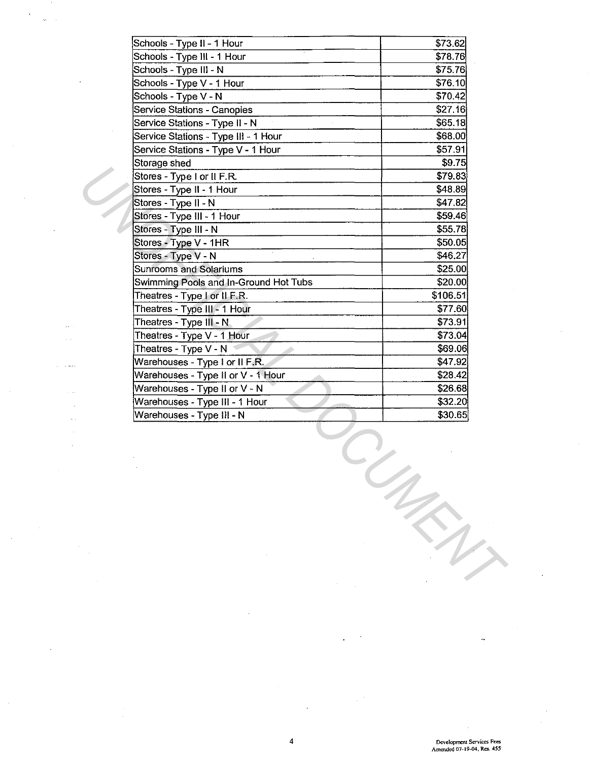| | |
|---|---|
| Schools - Type II - 1 Hour | $73.62 |
| Schools - Type III - 1 Hour | $78.76 |
| Schools - Type III - N | $75.76 |
| Schools - Type V - 1 Hour | $76.10 |
| Schools - Type V - N | $70.42 |
| Service Stations - Canopies | $27.16 |
| Service Stations - Type II - N | $65.18 |
| Service Stations - Type III - 1 Hour | $68.00 |
| Service Stations - Type V - 1 Hour | $57.91 |
| Storage shed | $9.75 |
| Stores - Type I or II F.R. | $79.83 |
| Stores - Type II - 1 Hour | $48.89 |
| Stores - Type II - N | $47.82 |
| Stores - Type III - 1 Hour | $59.46 |
| Stores - Type III - N | $55.78 |
| Stores - Type V - 1HR | $50.05 |
| Stores - Type V - N | $46.27 |
| Sunrooms and Solariums | $25.00 |
| Swimming Pools and In-Ground Hot Tubs | $20.00 |
| Theatres - Type I or II F.R. | $106.51 |
| Theatres - Type III - 1 Hour | $77.60 |
| Theatres - Type III - N | $73.91 |
| Theatres - Type V - 1 Hour | $73.04 |
| Theatres - Type V - N | $69.06 |
| Warehouses - Type I or II F.R. | $47.92 |
| Warehouses - Type II or V - 1 Hour | $28.42 |
| Warehouses - Type II or V - N | $26.68 |
| Warehouses - Type III - 1 Hour | $32.20 |
| Warehouses - Type III - N | $30.65 |